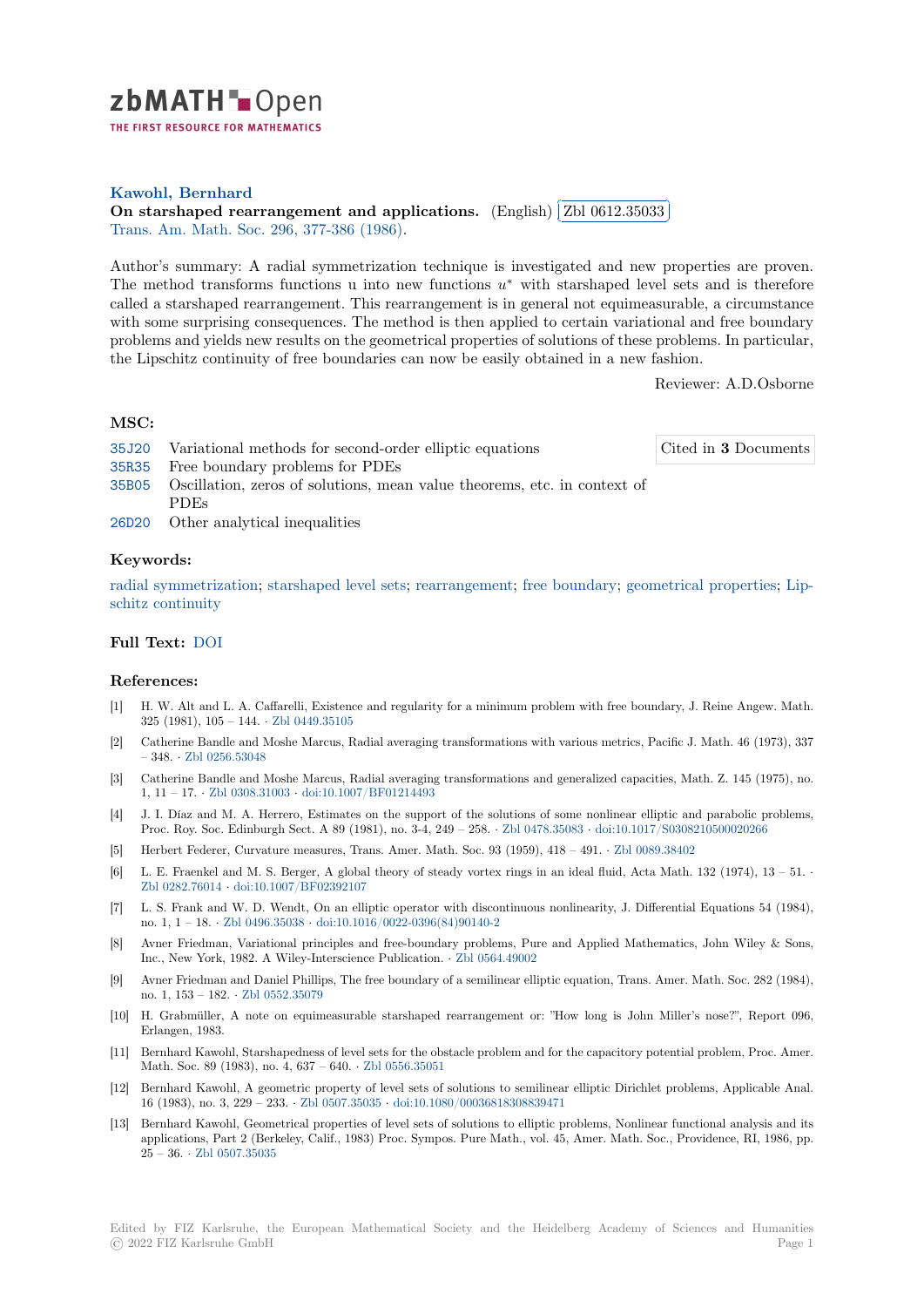**Kawohl, Bernhard**

**On starshaped rearrangement and applications.** (English) Zbl 0612.35033

Trans. Am. Math. Soc. 296, 377-386 (1986).

Author's summary: A radial symmetrization technique is investigated and new properties are proven. The method transforms functions u into new functions $u^*$ with starshaped level sets and is therefore called a starshaped rearrangement. This rearrangement is in general not equimeasurable, a circumstance with some surprising consequences. The method is then applied to certain variational and free boundary problems and yields new results on the geometrical properties of solutions of these problems. In particular, the Lipschitz continuity of free boundaries can now be easily obtained in a new fashion.

Reviewer: A.D.Osborne

### MSC:

35J20 Variational methods for second-order elliptic equations

35R35 Free boundary problems for PDEs

35B05 Oscillation, zeros of solutions, mean value theorems, etc. in context of PDEs

26D20 Other analytical inequalities

Cited in **3** Documents

### Keywords:

radial symmetrization; starshaped level sets; rearrangement; free boundary; geometrical properties; Lipschitz continuity

### Full Text: DOI

### References:

[1] H. W. Alt and L. A. Caffarelli, Existence and regularity for a minimum problem with free boundary, J. Reine Angew. Math. 325 (1981), 105 – 144. · Zbl 0449.35105

[2] Catherine Bandle and Moshe Marcus, Radial averaging transformations with various metrics, Pacific J. Math. 46 (1973), 337 – 348. · Zbl 0256.53048

[3] Catherine Bandle and Moshe Marcus, Radial averaging transformations and generalized capacities, Math. Z. 145 (1975), no. 1, 11 – 17. · Zbl 0308.31003 · doi:10.1007/BF01214493

[4] J. I. Díaz and M. A. Herrero, Estimates on the support of the solutions of some nonlinear elliptic and parabolic problems, Proc. Roy. Soc. Edinburgh Sect. A 89 (1981), no. 3-4, 249 – 258. · Zbl 0478.35083 · doi:10.1017/S0308210500020266

[5] Herbert Federer, Curvature measures, Trans. Amer. Math. Soc. 93 (1959), 418 – 491. · Zbl 0089.38402

[6] L. E. Fraenkel and M. S. Berger, A global theory of steady vortex rings in an ideal fluid, Acta Math. 132 (1974), 13 – 51. · Zbl 0282.76014 · doi:10.1007/BF02392107

[7] L. S. Frank and W. D. Wendt, On an elliptic operator with discontinuous nonlinearity, J. Differential Equations 54 (1984), no. 1, 1 – 18. · Zbl 0496.35038 · doi:10.1016/0022-0396(84)90140-2

[8] Avner Friedman, Variational principles and free-boundary problems, Pure and Applied Mathematics, John Wiley & Sons, Inc., New York, 1982. A Wiley-Interscience Publication. · Zbl 0564.49002

[9] Avner Friedman and Daniel Phillips, The free boundary of a semilinear elliptic equation, Trans. Amer. Math. Soc. 282 (1984), no. 1, 153 – 182. · Zbl 0552.35079

[10] H. Grabmüller, A note on equimeasurable starshaped rearrangement or: "How long is John Miller's nose?", Report 096, Erlangen, 1983.

[11] Bernhard Kawohl, Starshapedness of level sets for the obstacle problem and for the capacitory potential problem, Proc. Amer. Math. Soc. 89 (1983), no. 4, 637 – 640. · Zbl 0556.35051

[12] Bernhard Kawohl, A geometric property of level sets of solutions to semilinear elliptic Dirichlet problems, Applicable Anal. 16 (1983), no. 3, 229 – 233. · Zbl 0507.35035 · doi:10.1080/00036818308839471

[13] Bernhard Kawohl, Geometrical properties of level sets of solutions to elliptic problems, Nonlinear functional analysis and its applications, Part 2 (Berkeley, Calif., 1983) Proc. Sympos. Pure Math., vol. 45, Amer. Math. Soc., Providence, RI, 1986, pp. 25 – 36. · Zbl 0507.35035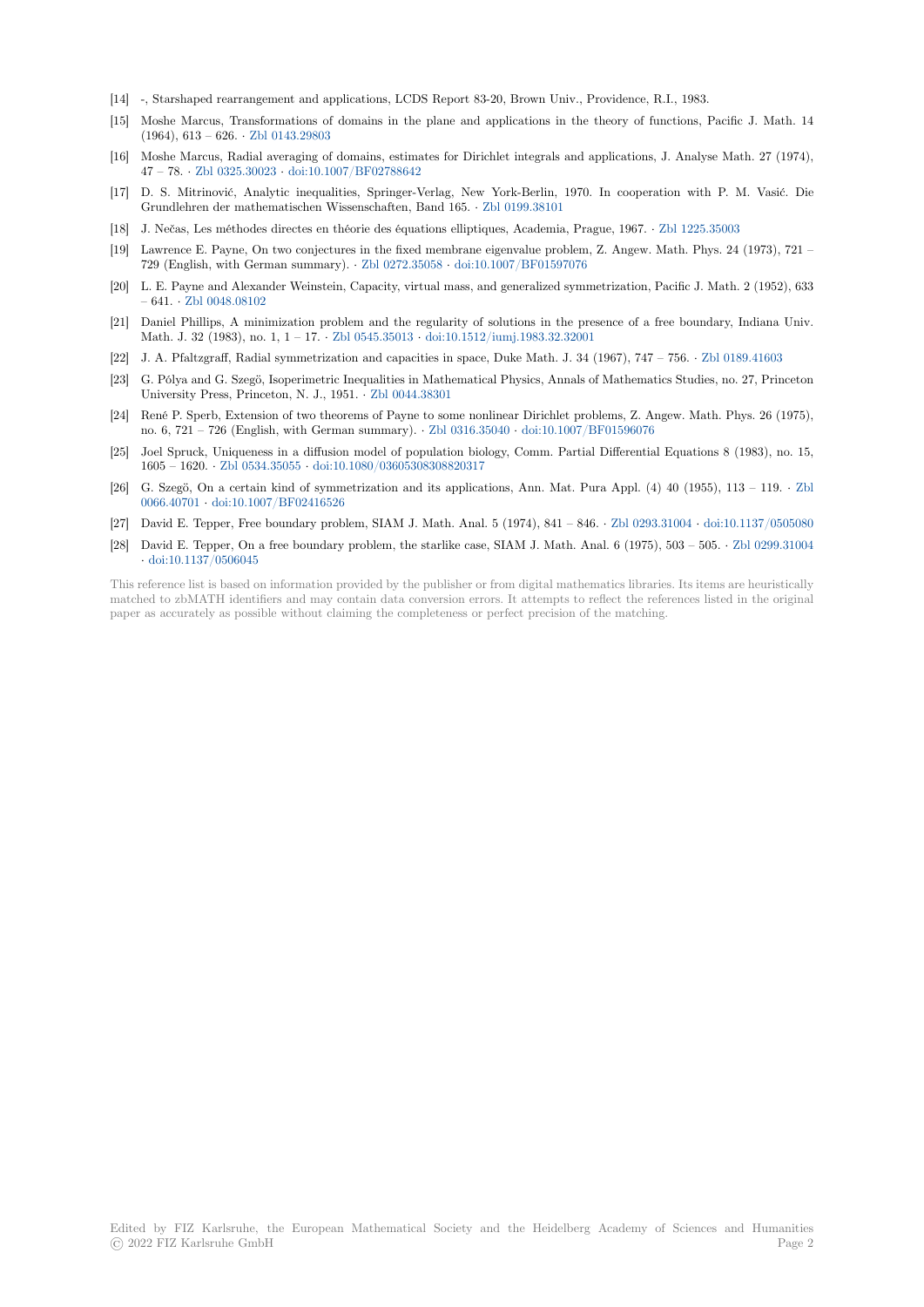[14] -, Starshaped rearrangement and applications, LCDS Report 83-20, Brown Univ., Providence, R.I., 1983.

[15] Moshe Marcus, Transformations of domains in the plane and applications in the theory of functions, Pacific J. Math. 14 (1964), 613 – 626. · Zbl 0143.29803

[16] Moshe Marcus, Radial averaging of domains, estimates for Dirichlet integrals and applications, J. Analyse Math. 27 (1974), 47 – 78. · Zbl 0325.30023 · doi:10.1007/BF02788642

[17] D. S. Mitrinović, Analytic inequalities, Springer-Verlag, New York-Berlin, 1970. In cooperation with P. M. Vasić. Die Grundlehren der mathematischen Wissenschaften, Band 165. · Zbl 0199.38101

[18] J. Nečas, Les méthodes directes en théorie des équations elliptiques, Academia, Prague, 1967. · Zbl 1225.35003

[19] Lawrence E. Payne, On two conjectures in the fixed membrane eigenvalue problem, Z. Angew. Math. Phys. 24 (1973), 721 – 729 (English, with German summary). · Zbl 0272.35058 · doi:10.1007/BF01597076

[20] L. E. Payne and Alexander Weinstein, Capacity, virtual mass, and generalized symmetrization, Pacific J. Math. 2 (1952), 633 – 641. · Zbl 0048.08102

[21] Daniel Phillips, A minimization problem and the regularity of solutions in the presence of a free boundary, Indiana Univ. Math. J. 32 (1983), no. 1, 1 – 17. · Zbl 0545.35013 · doi:10.1512/iumj.1983.32.32001

[22] J. A. Pfaltzgraff, Radial symmetrization and capacities in space, Duke Math. J. 34 (1967), 747 – 756. · Zbl 0189.41603

[23] G. Pólya and G. Szegö, Isoperimetric Inequalities in Mathematical Physics, Annals of Mathematics Studies, no. 27, Princeton University Press, Princeton, N. J., 1951. · Zbl 0044.38301

[24] René P. Sperb, Extension of two theorems of Payne to some nonlinear Dirichlet problems, Z. Angew. Math. Phys. 26 (1975), no. 6, 721 – 726 (English, with German summary). · Zbl 0316.35040 · doi:10.1007/BF01596076

[25] Joel Spruck, Uniqueness in a diffusion model of population biology, Comm. Partial Differential Equations 8 (1983), no. 15, 1605 – 1620. · Zbl 0534.35055 · doi:10.1080/03605308308820317

[26] G. Szegö, On a certain kind of symmetrization and its applications, Ann. Mat. Pura Appl. (4) 40 (1955), 113 – 119. · Zbl 0066.40701 · doi:10.1007/BF02416526

[27] David E. Tepper, Free boundary problem, SIAM J. Math. Anal. 5 (1974), 841 – 846. · Zbl 0293.31004 · doi:10.1137/0505080

[28] David E. Tepper, On a free boundary problem, the starlike case, SIAM J. Math. Anal. 6 (1975), 503 – 505. · Zbl 0299.31004 · doi:10.1137/0506045

This reference list is based on information provided by the publisher or from digital mathematics libraries. Its items are heuristically matched to zbMATH identifiers and may contain data conversion errors. It attempts to reflect the references listed in the original paper as accurately as possible without claiming the completeness or perfect precision of the matching.